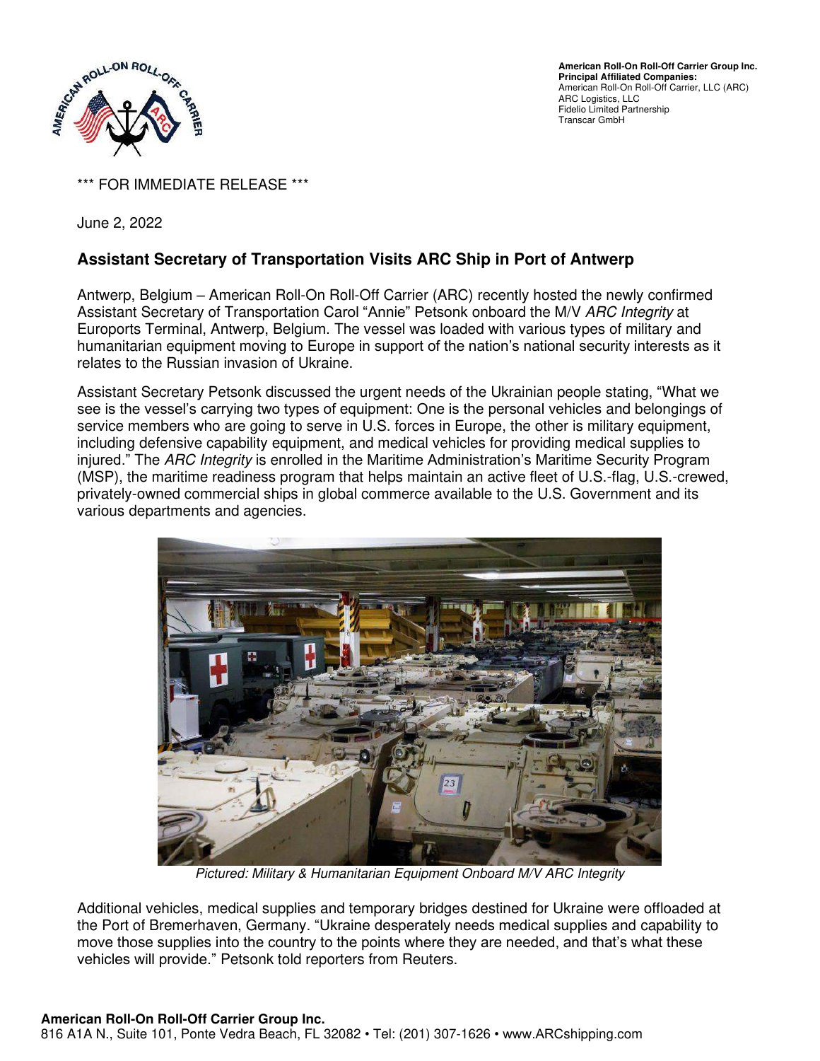**American Roll-On Roll-Off Carrier Group Inc.**
**Principal Affiliated Companies:**
American Roll-On Roll-Off Carrier, LLC (ARC)
ARC Logistics, LLC
Fidelio Limited Partnership
Transcar GmbH

\*\*\* FOR IMMEDIATE RELEASE \*\*\*

June 2, 2022

## Assistant Secretary of Transportation Visits ARC Ship in Port of Antwerp

Antwerp, Belgium – American Roll-On Roll-Off Carrier (ARC) recently hosted the newly confirmed Assistant Secretary of Transportation Carol “Annie” Petsonk onboard the M/V *ARC Integrity* at Euroports Terminal, Antwerp, Belgium. The vessel was loaded with various types of military and humanitarian equipment moving to Europe in support of the nation’s national security interests as it relates to the Russian invasion of Ukraine.

Assistant Secretary Petsonk discussed the urgent needs of the Ukrainian people stating, “What we see is the vessel’s carrying two types of equipment: One is the personal vehicles and belongings of service members who are going to serve in U.S. forces in Europe, the other is military equipment, including defensive capability equipment, and medical vehicles for providing medical supplies to injured.” The *ARC Integrity* is enrolled in the Maritime Administration’s Maritime Security Program (MSP), the maritime readiness program that helps maintain an active fleet of U.S.-flag, U.S.-crewed, privately-owned commercial ships in global commerce available to the U.S. Government and its various departments and agencies.

*Pictured: Military & Humanitarian Equipment Onboard M/V ARC Integrity*

Additional vehicles, medical supplies and temporary bridges destined for Ukraine were offloaded at the Port of Bremerhaven, Germany. “Ukraine desperately needs medical supplies and capability to move those supplies into the country to the points where they are needed, and that’s what these vehicles will provide.” Petsonk told reporters from Reuters.

**American Roll-On Roll-Off Carrier Group Inc.**
816 A1A N., Suite 101, Ponte Vedra Beach, FL 32082 • Tel: (201) 307-1626 • www.ARCshipping.com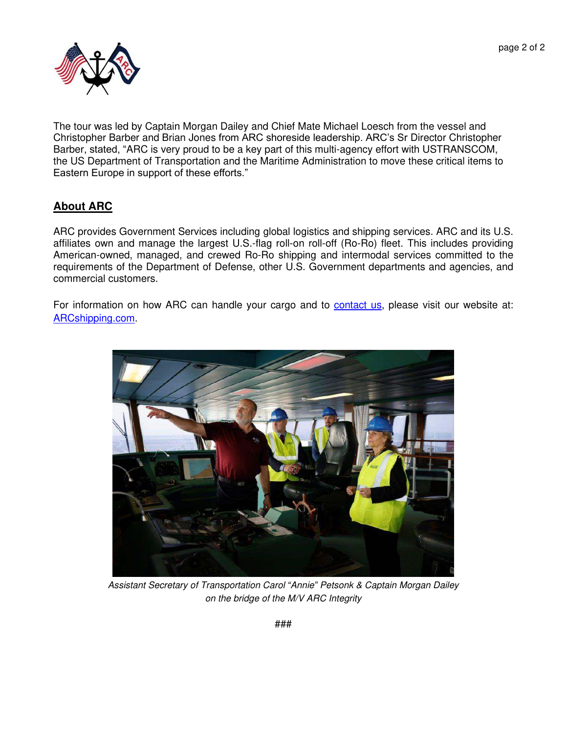The tour was led by Captain Morgan Dailey and Chief Mate Michael Loesch from the vessel and Christopher Barber and Brian Jones from ARC shoreside leadership. ARC's Sr Director Christopher Barber, stated, "ARC is very proud to be a key part of this multi-agency effort with USTRANSCOM, the US Department of Transportation and the Maritime Administration to move these critical items to Eastern Europe in support of these efforts."

## **About ARC**

ARC provides Government Services including global logistics and shipping services. ARC and its U.S. affiliates own and manage the largest U.S.-flag roll-on roll-off (Ro-Ro) fleet. This includes providing American-owned, managed, and crewed Ro-Ro shipping and intermodal services committed to the requirements of the Department of Defense, other U.S. Government departments and agencies, and commercial customers.

For information on how ARC can handle your cargo and to [contact us](#), please visit our website at: [ARCshipping.com](#).

*Assistant Secretary of Transportation Carol "Annie" Petsonk & Captain Morgan Dailey on the bridge of the M/V ARC Integrity*

###